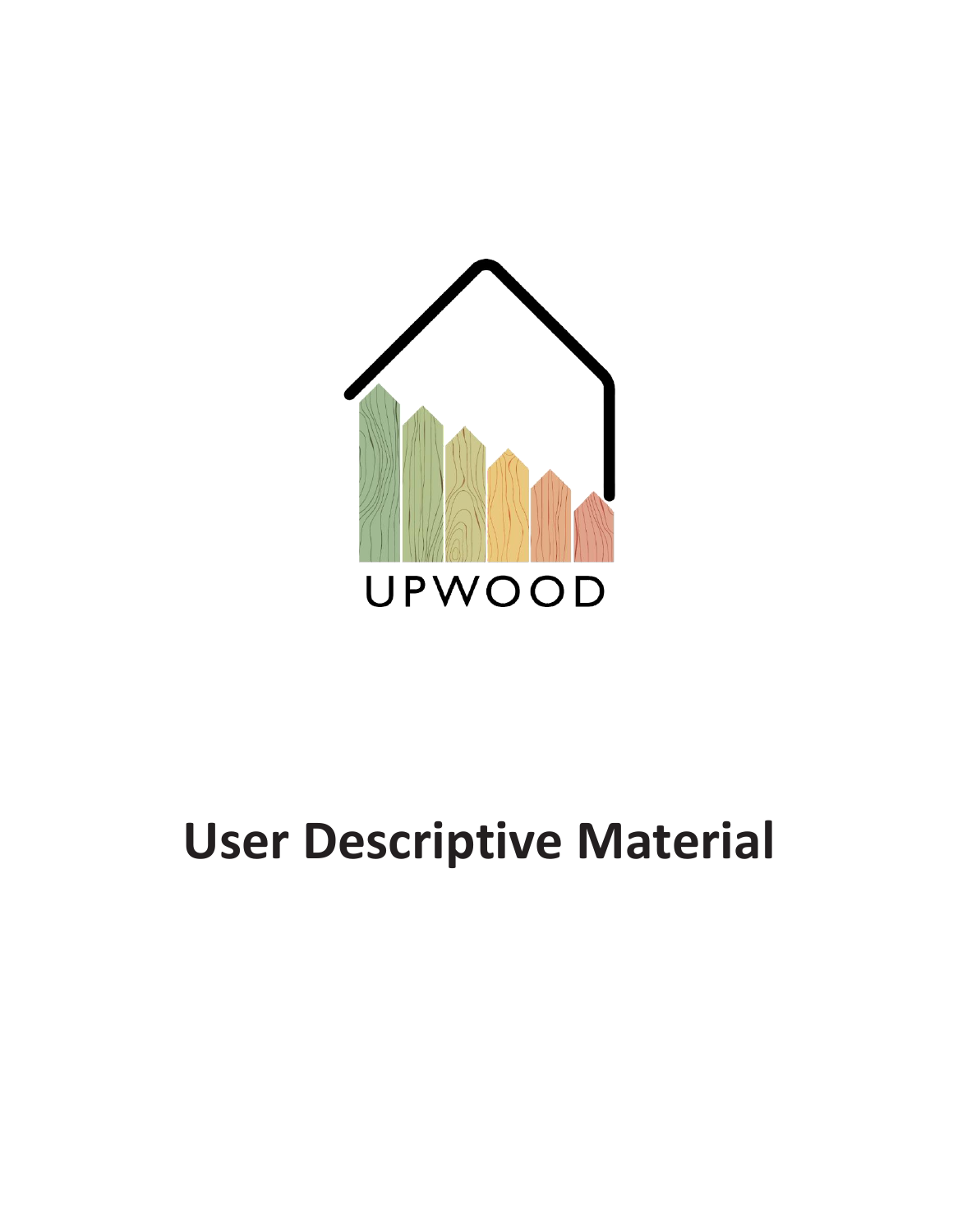UPWOOD

# User Descriptive Material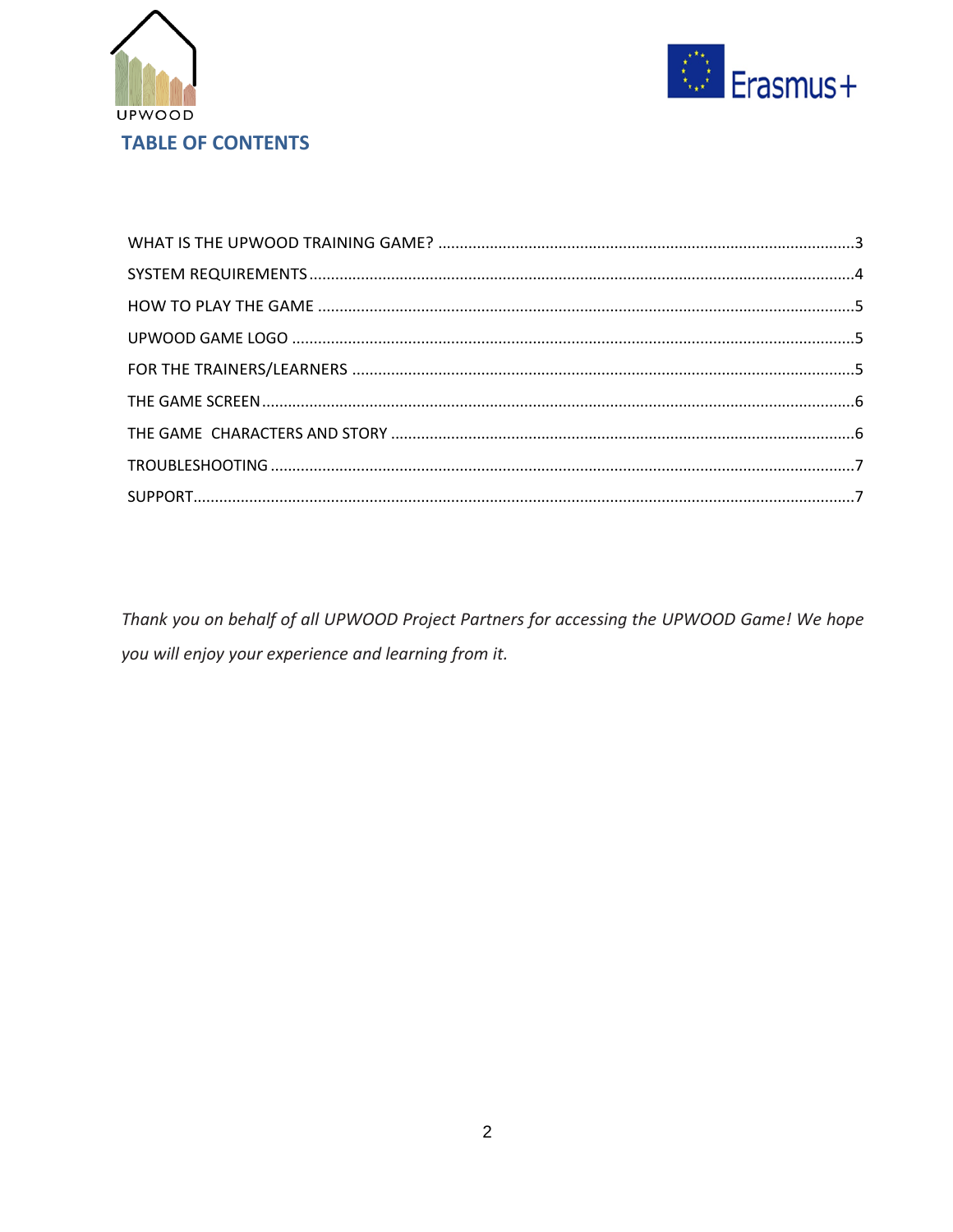## TABLE OF CONTENTS

WHAT IS THE UPWOOD TRAINING GAME? ....................................................................................3

SYSTEM REQUIREMENTS ....................................................................................................4

HOW TO PLAY THE GAME ....................................................................................................5

UPWOOD GAME LOGO ........................................................................................................5

FOR THE TRAINERS/LEARNERS ...........................................................................................5

THE GAME SCREEN ..............................................................................................................6

THE GAME CHARACTERS AND STORY .................................................................................6

TROUBLESHOOTING .............................................................................................................7

SUPPORT ...............................................................................................................................7

*Thank you on behalf of all UPWOOD Project Partners for accessing the UPWOOD Game! We hope you will enjoy your experience and learning from it.*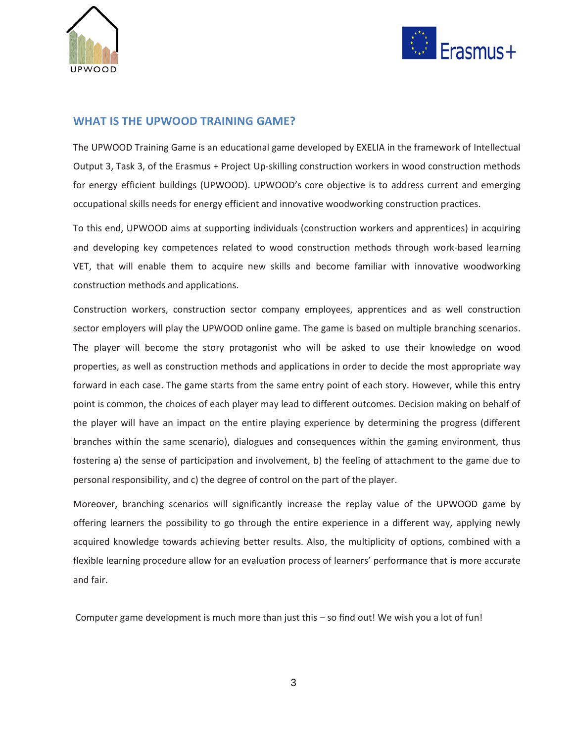## WHAT IS THE UPWOOD TRAINING GAME?

The UPWOOD Training Game is an educational game developed by EXELIA in the framework of Intellectual Output 3, Task 3, of the Erasmus + Project Up-skilling construction workers in wood construction methods for energy efficient buildings (UPWOOD). UPWOOD's core objective is to address current and emerging occupational skills needs for energy efficient and innovative woodworking construction practices.

To this end, UPWOOD aims at supporting individuals (construction workers and apprentices) in acquiring and developing key competences related to wood construction methods through work-based learning VET, that will enable them to acquire new skills and become familiar with innovative woodworking construction methods and applications.

Construction workers, construction sector company employees, apprentices and as well construction sector employers will play the UPWOOD online game. The game is based on multiple branching scenarios. The player will become the story protagonist who will be asked to use their knowledge on wood properties, as well as construction methods and applications in order to decide the most appropriate way forward in each case. The game starts from the same entry point of each story. However, while this entry point is common, the choices of each player may lead to different outcomes. Decision making on behalf of the player will have an impact on the entire playing experience by determining the progress (different branches within the same scenario), dialogues and consequences within the gaming environment, thus fostering a) the sense of participation and involvement, b) the feeling of attachment to the game due to personal responsibility, and c) the degree of control on the part of the player.

Moreover, branching scenarios will significantly increase the replay value of the UPWOOD game by offering learners the possibility to go through the entire experience in a different way, applying newly acquired knowledge towards achieving better results. Also, the multiplicity of options, combined with a flexible learning procedure allow for an evaluation process of learners' performance that is more accurate and fair.

Computer game development is much more than just this – so find out! We wish you a lot of fun!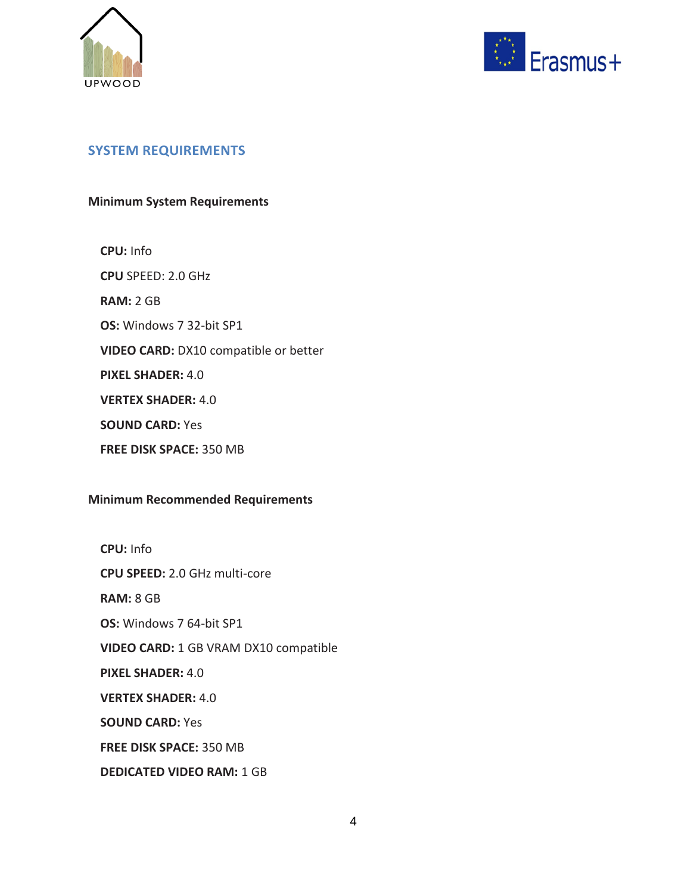## SYSTEM REQUIREMENTS

### Minimum System Requirements

**CPU:** Info

**CPU** SPEED: 2.0 GHz

**RAM:** 2 GB

**OS:** Windows 7 32-bit SP1

**VIDEO CARD:** DX10 compatible or better

**PIXEL SHADER:** 4.0

**VERTEX SHADER:** 4.0

**SOUND CARD:** Yes

**FREE DISK SPACE:** 350 MB

### Minimum Recommended Requirements

**CPU:** Info

**CPU SPEED:** 2.0 GHz multi-core

**RAM:** 8 GB

**OS:** Windows 7 64-bit SP1

**VIDEO CARD:** 1 GB VRAM DX10 compatible

**PIXEL SHADER:** 4.0

**VERTEX SHADER:** 4.0

**SOUND CARD:** Yes

**FREE DISK SPACE:** 350 MB

**DEDICATED VIDEO RAM:** 1 GB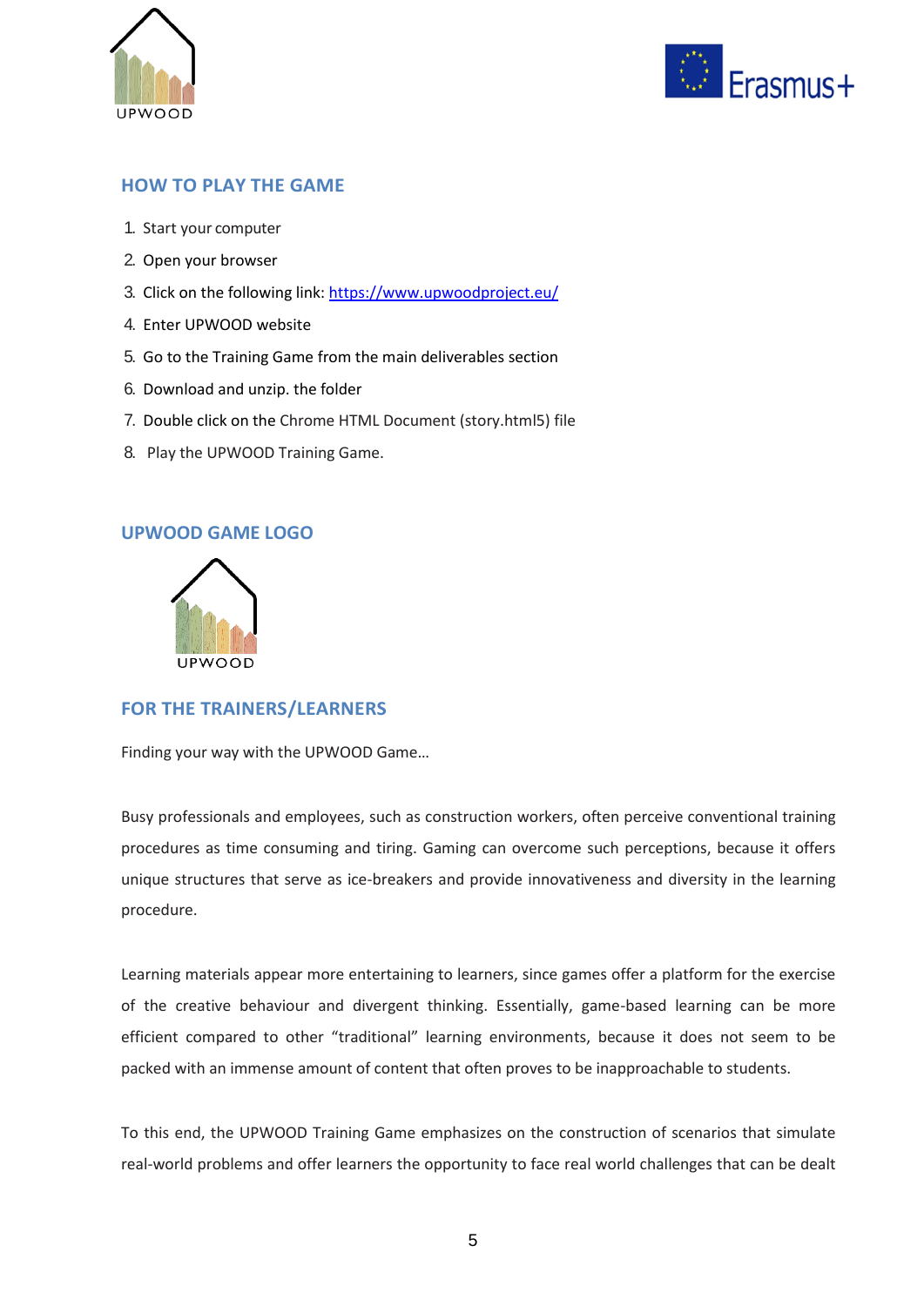## HOW TO PLAY THE GAME

1. Start your computer
2. Open your browser
3. Click on the following link: [https://www.upwoodproject.eu/](https://www.upwoodproject.eu/)
4. Enter UPWOOD website
5. Go to the Training Game from the main deliverables section
6. Download and unzip. the folder
7. Double click on the Chrome HTML Document (story.html5) file
8. Play the UPWOOD Training Game.

## UPWOOD GAME LOGO

UPWOOD

## FOR THE TRAINERS/LEARNERS

Finding your way with the UPWOOD Game…

Busy professionals and employees, such as construction workers, often perceive conventional training procedures as time consuming and tiring. Gaming can overcome such perceptions, because it offers unique structures that serve as ice-breakers and provide innovativeness and diversity in the learning procedure.

Learning materials appear more entertaining to learners, since games offer a platform for the exercise of the creative behaviour and divergent thinking. Essentially, game-based learning can be more efficient compared to other "traditional" learning environments, because it does not seem to be packed with an immense amount of content that often proves to be inapproachable to students.

To this end, the UPWOOD Training Game emphasizes on the construction of scenarios that simulate real-world problems and offer learners the opportunity to face real world challenges that can be dealt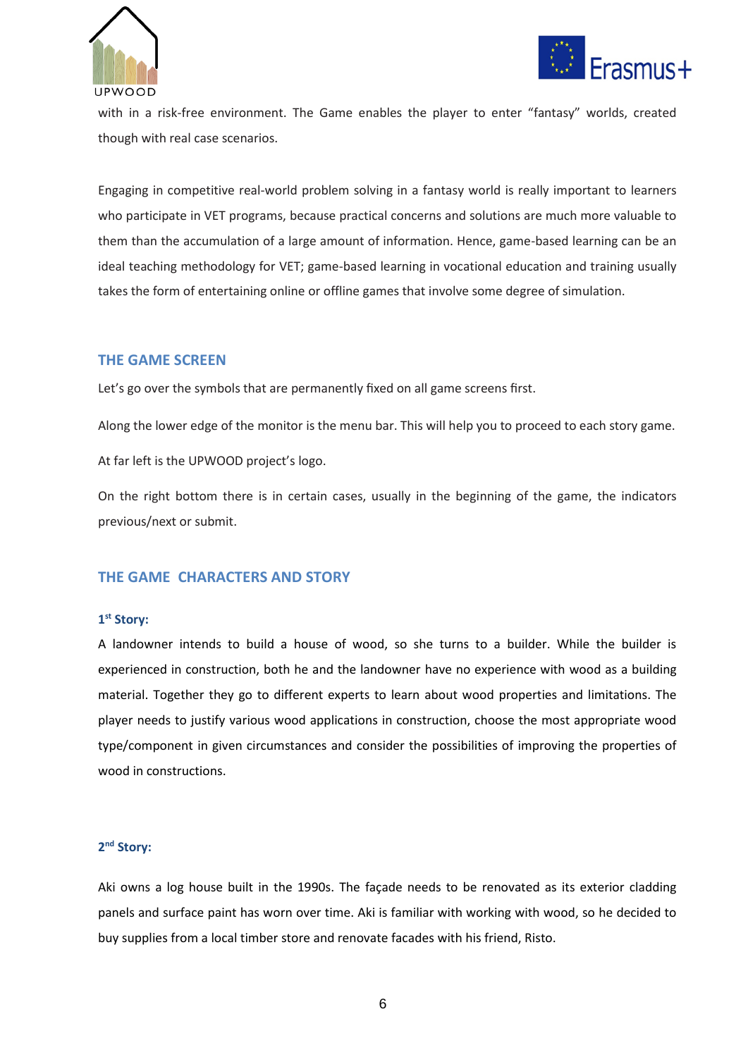with in a risk-free environment. The Game enables the player to enter "fantasy" worlds, created though with real case scenarios.

Engaging in competitive real-world problem solving in a fantasy world is really important to learners who participate in VET programs, because practical concerns and solutions are much more valuable to them than the accumulation of a large amount of information. Hence, game-based learning can be an ideal teaching methodology for VET; game-based learning in vocational education and training usually takes the form of entertaining online or offline games that involve some degree of simulation.

## THE GAME SCREEN

Let's go over the symbols that are permanently fixed on all game screens first.

Along the lower edge of the monitor is the menu bar. This will help you to proceed to each story game.

At far left is the UPWOOD project's logo.

On the right bottom there is in certain cases, usually in the beginning of the game, the indicators previous/next or submit.

## THE GAME CHARACTERS AND STORY

### 1st Story:

A landowner intends to build a house of wood, so she turns to a builder. While the builder is experienced in construction, both he and the landowner have no experience with wood as a building material. Together they go to different experts to learn about wood properties and limitations. The player needs to justify various wood applications in construction, choose the most appropriate wood type/component in given circumstances and consider the possibilities of improving the properties of wood in constructions.

### 2nd Story:

Aki owns a log house built in the 1990s. The façade needs to be renovated as its exterior cladding panels and surface paint has worn over time. Aki is familiar with working with wood, so he decided to buy supplies from a local timber store and renovate facades with his friend, Risto.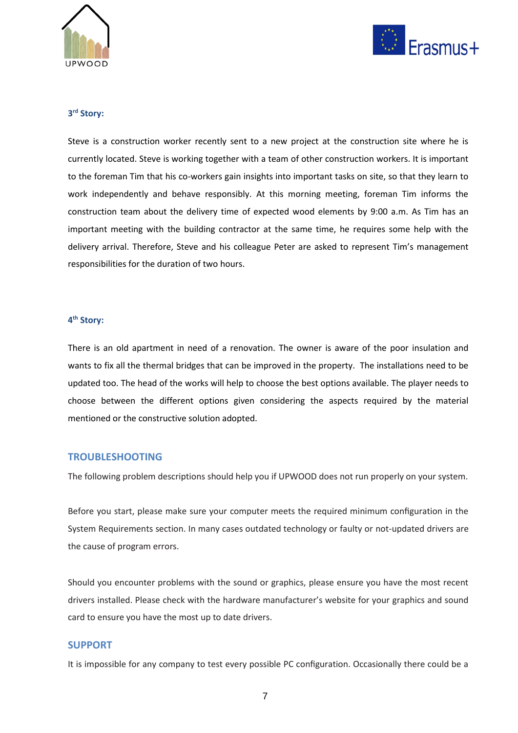**3rd Story:**

Steve is a construction worker recently sent to a new project at the construction site where he is currently located. Steve is working together with a team of other construction workers. It is important to the foreman Tim that his co-workers gain insights into important tasks on site, so that they learn to work independently and behave responsibly. At this morning meeting, foreman Tim informs the construction team about the delivery time of expected wood elements by 9:00 a.m. As Tim has an important meeting with the building contractor at the same time, he requires some help with the delivery arrival. Therefore, Steve and his colleague Peter are asked to represent Tim's management responsibilities for the duration of two hours.

**4th Story:**

There is an old apartment in need of a renovation. The owner is aware of the poor insulation and wants to fix all the thermal bridges that can be improved in the property. The installations need to be updated too. The head of the works will help to choose the best options available. The player needs to choose between the different options given considering the aspects required by the material mentioned or the constructive solution adopted.

## TROUBLESHOOTING

The following problem descriptions should help you if UPWOOD does not run properly on your system.

Before you start, please make sure your computer meets the required minimum configuration in the System Requirements section. In many cases outdated technology or faulty or not-updated drivers are the cause of program errors.

Should you encounter problems with the sound or graphics, please ensure you have the most recent drivers installed. Please check with the hardware manufacturer's website for your graphics and sound card to ensure you have the most up to date drivers.

## SUPPORT

It is impossible for any company to test every possible PC configuration. Occasionally there could be a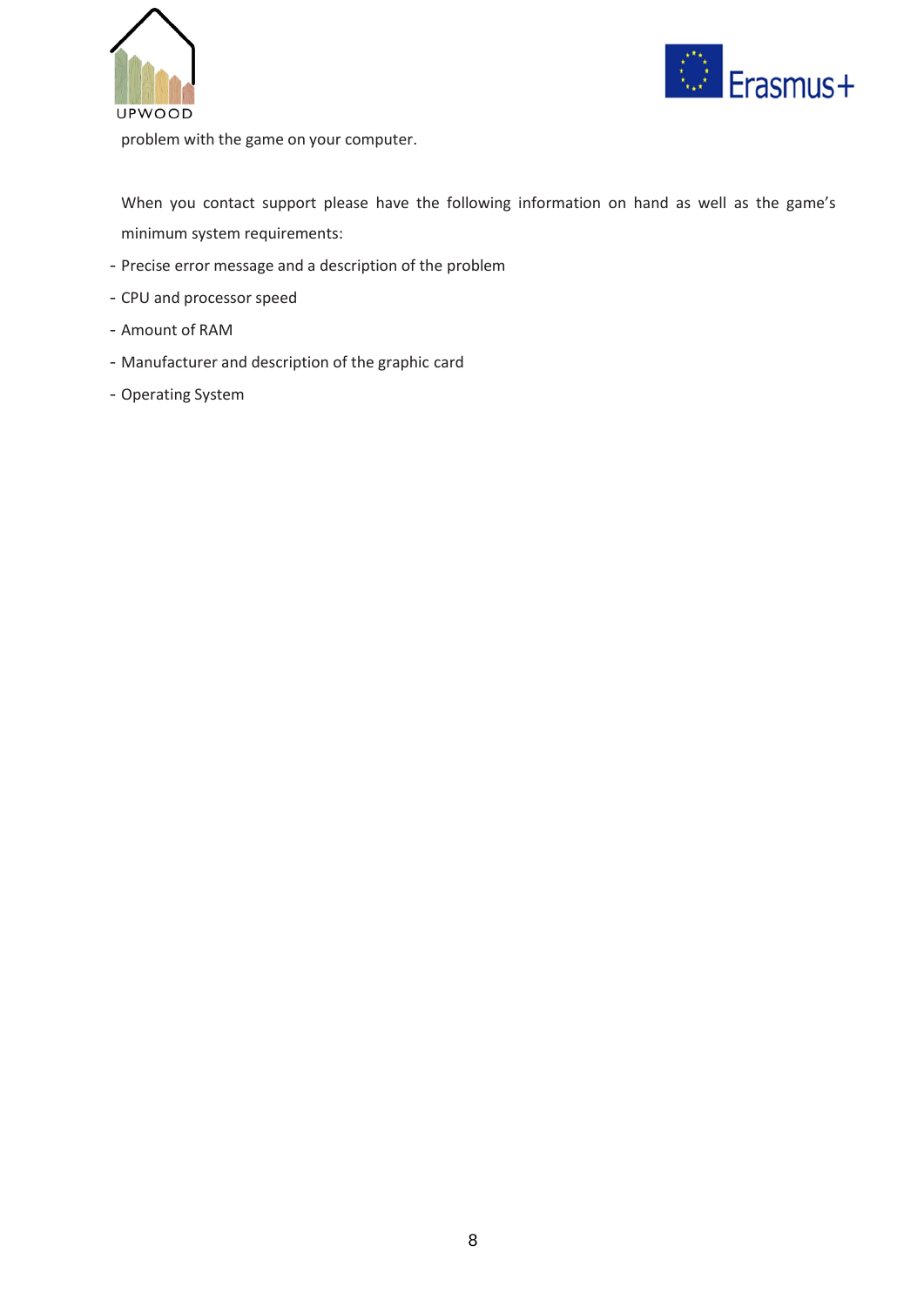problem with the game on your computer.

When you contact support please have the following information on hand as well as the game's minimum system requirements:

- Precise error message and a description of the problem
- CPU and processor speed
- Amount of RAM
- Manufacturer and description of the graphic card
- Operating System